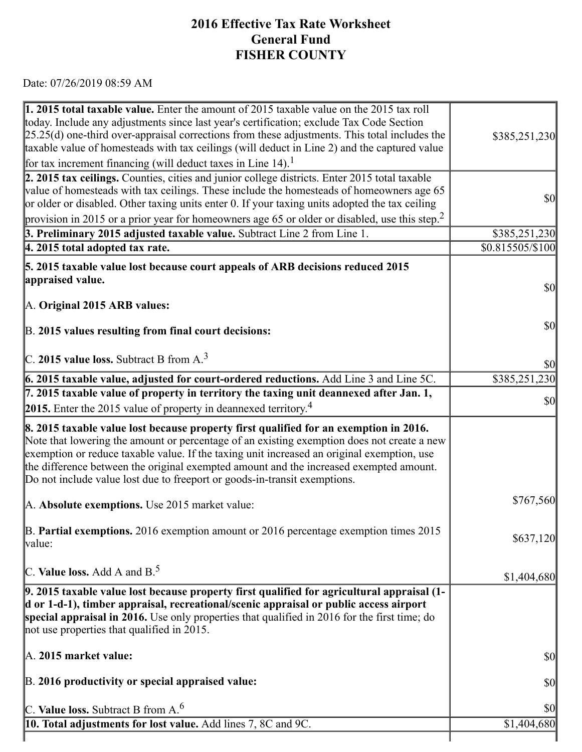# 2016 Effective Tax Rate Worksheet
## General Fund
## FISHER COUNTY

Date: 07/26/2019 08:59 AM

| | |
|---|---|
| **1. 2015 total taxable value.** Enter the amount of 2015 taxable value on the 2015 tax roll today. Include any adjustments since last year's certification; exclude Tax Code Section 25.25(d) one-third over-appraisal corrections from these adjustments. This total includes the taxable value of homesteads with tax ceilings (will deduct in Line 2) and the captured value for tax increment financing (will deduct taxes in Line 14).[1] | $385,251,230 |
| **2. 2015 tax ceilings.** Counties, cities and junior college districts. Enter 2015 total taxable value of homesteads with tax ceilings. These include the homesteads of homeowners age 65 or older or disabled. Other taxing units enter 0. If your taxing units adopted the tax ceiling provision in 2015 or a prior year for homeowners age 65 or older or disabled, use this step.[2] | $0 |
| **3. Preliminary 2015 adjusted taxable value.** Subtract Line 2 from Line 1. | $385,251,230 |
| **4. 2015 total adopted tax rate.** | $0.815505/$100 |
| **5. 2015 taxable value lost because court appeals of ARB decisions reduced 2015 appraised value.** | |
| A. **Original 2015 ARB values:** | $0 |
| B. **2015 values resulting from final court decisions:** | $0 |
| C. **2015 value loss.** Subtract B from A.[3] | $0 |
| **6. 2015 taxable value, adjusted for court-ordered reductions.** Add Line 3 and Line 5C. | $385,251,230 |
| **7. 2015 taxable value of property in territory the taxing unit deannexed after Jan. 1, 2015.** Enter the 2015 value of property in deannexed territory.[4] | $0 |
| **8. 2015 taxable value lost because property first qualified for an exemption in 2016.** Note that lowering the amount or percentage of an existing exemption does not create a new exemption or reduce taxable value. If the taxing unit increased an original exemption, use the difference between the original exempted amount and the increased exempted amount. Do not include value lost due to freeport or goods-in-transit exemptions. | |
| A. **Absolute exemptions.** Use 2015 market value: | $767,560 |
| B. **Partial exemptions.** 2016 exemption amount or 2016 percentage exemption times 2015 value: | $637,120 |
| C. **Value loss.** Add A and B.[5] | $1,404,680 |
| **9. 2015 taxable value lost because property first qualified for agricultural appraisal (1-d or 1-d-1), timber appraisal, recreational/scenic appraisal or public access airport special appraisal in 2016.** Use only properties that qualified in 2016 for the first time; do not use properties that qualified in 2015. | |
| A. **2015 market value:** | $0 |
| B. **2016 productivity or special appraised value:** | $0 |
| C. **Value loss.** Subtract B from A.[6] | $0 |
| **10. Total adjustments for lost value.** Add lines 7, 8C and 9C. | $1,404,680 |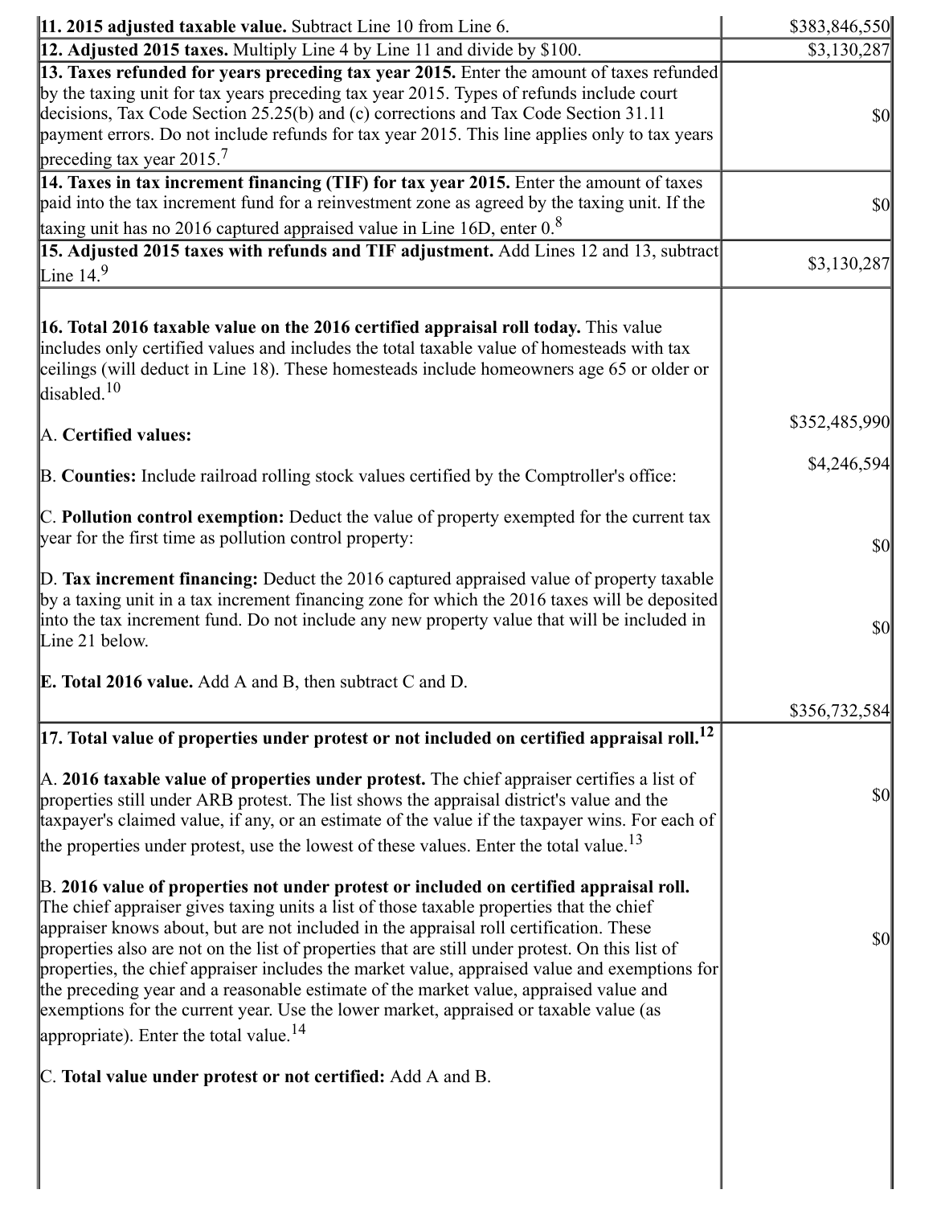| | |
|---|---|
| **11. 2015 adjusted taxable value.** Subtract Line 10 from Line 6. | $383,846,550 |
| **12. Adjusted 2015 taxes.** Multiply Line 4 by Line 11 and divide by $100. | $3,130,287 |
| **13. Taxes refunded for years preceding tax year 2015.** Enter the amount of taxes refunded by the taxing unit for tax years preceding tax year 2015. Types of refunds include court decisions, Tax Code Section 25.25(b) and (c) corrections and Tax Code Section 31.11 payment errors. Do not include refunds for tax year 2015. This line applies only to tax years preceding tax year 2015.[7] | $0 |
| **14. Taxes in tax increment financing (TIF) for tax year 2015.** Enter the amount of taxes paid into the tax increment fund for a reinvestment zone as agreed by the taxing unit. If the taxing unit has no 2016 captured appraised value in Line 16D, enter 0.[8] | $0 |
| **15. Adjusted 2015 taxes with refunds and TIF adjustment.** Add Lines 12 and 13, subtract Line 14.[9] | $3,130,287 |
| **16. Total 2016 taxable value on the 2016 certified appraisal roll today.** This value includes only certified values and includes the total taxable value of homesteads with tax ceilings (will deduct in Line 18). These homesteads include homeowners age 65 or older or disabled.[10]<br><br>A. **Certified values:**<br><br>B. **Counties:** Include railroad rolling stock values certified by the Comptroller's office:<br><br>C. **Pollution control exemption:** Deduct the value of property exempted for the current tax year for the first time as pollution control property:<br><br>D. **Tax increment financing:** Deduct the 2016 captured appraised value of property taxable by a taxing unit in a tax increment financing zone for which the 2016 taxes will be deposited into the tax increment fund. Do not include any new property value that will be included in Line 21 below.<br><br>E. **Total 2016 value.** Add A and B, then subtract C and D. | <br><br>$352,485,990<br><br>$4,246,594<br><br>$0<br><br>$0<br><br>$356,732,584 |
| **17. Total value of properties under protest or not included on certified appraisal roll.**[12]<br><br>A. **2016 taxable value of properties under protest.** The chief appraiser certifies a list of properties still under ARB protest. The list shows the appraisal district's value and the taxpayer's claimed value, if any, or an estimate of the value if the taxpayer wins. For each of the properties under protest, use the lowest of these values. Enter the total value.[13]<br><br>B. **2016 value of properties not under protest or included on certified appraisal roll.** The chief appraiser gives taxing units a list of those taxable properties that the chief appraiser knows about, but are not included in the appraisal roll certification. These properties also are not on the list of properties that are still under protest. On this list of properties, the chief appraiser includes the market value, appraised value and exemptions for the preceding year and a reasonable estimate of the market value, appraised value and exemptions for the current year. Use the lower market, appraised or taxable value (as appropriate). Enter the total value.[14]<br><br>C. **Total value under protest or not certified:** Add A and B. | <br><br>$0<br><br>$0 |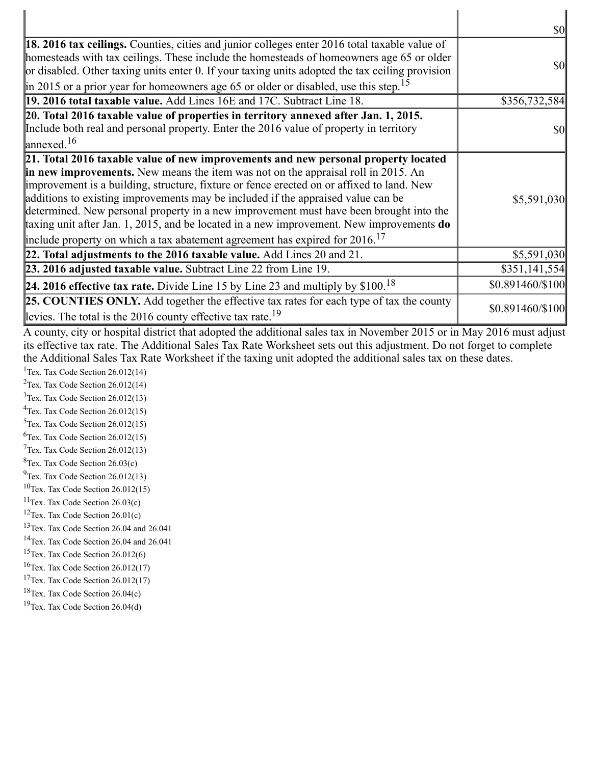| | |
|---|---|
| | $0 |
| **18. 2016 tax ceilings.** Counties, cities and junior colleges enter 2016 total taxable value of homesteads with tax ceilings. These include the homesteads of homeowners age 65 or older or disabled. Other taxing units enter 0. If your taxing units adopted the tax ceiling provision in 2015 or a prior year for homeowners age 65 or older or disabled, use this step.[15] | $0 |
| **19. 2016 total taxable value.** Add Lines 16E and 17C. Subtract Line 18. | $356,732,584 |
| **20. Total 2016 taxable value of properties in territory annexed after Jan. 1, 2015.** Include both real and personal property. Enter the 2016 value of property in territory annexed.[16] | $0 |
| **21. Total 2016 taxable value of new improvements and new personal property located in new improvements.** New means the item was not on the appraisal roll in 2015. An improvement is a building, structure, fixture or fence erected on or affixed to land. New additions to existing improvements may be included if the appraised value can be determined. New personal property in a new improvement must have been brought into the taxing unit after Jan. 1, 2015, and be located in a new improvement. New improvements **do** include property on which a tax abatement agreement has expired for 2016.[17] | $5,591,030 |
| **22. Total adjustments to the 2016 taxable value.** Add Lines 20 and 21. | $5,591,030 |
| **23. 2016 adjusted taxable value.** Subtract Line 22 from Line 19. | $351,141,554 |
| **24. 2016 effective tax rate.** Divide Line 15 by Line 23 and multiply by $100.[18] | $0.891460/$100 |
| **25. COUNTIES ONLY.** Add together the effective tax rates for each type of tax the county levies. The total is the 2016 county effective tax rate.[19] | $0.891460/$100 |

A county, city or hospital district that adopted the additional sales tax in November 2015 or in May 2016 must adjust its effective tax rate. The Additional Sales Tax Rate Worksheet sets out this adjustment. Do not forget to complete the Additional Sales Tax Rate Worksheet if the taxing unit adopted the additional sales tax on these dates.

[1]Tex. Tax Code Section 26.012(14)
[2]Tex. Tax Code Section 26.012(14)
[3]Tex. Tax Code Section 26.012(13)
[4]Tex. Tax Code Section 26.012(15)
[5]Tex. Tax Code Section 26.012(15)
[6]Tex. Tax Code Section 26.012(15)
[7]Tex. Tax Code Section 26.012(13)
[8]Tex. Tax Code Section 26.03(c)
[9]Tex. Tax Code Section 26.012(13)
[10]Tex. Tax Code Section 26.012(15)
[11]Tex. Tax Code Section 26.03(c)
[12]Tex. Tax Code Section 26.01(c)
[13]Tex. Tax Code Section 26.04 and 26.041
[14]Tex. Tax Code Section 26.04 and 26.041
[15]Tex. Tax Code Section 26.012(6)
[16]Tex. Tax Code Section 26.012(17)
[17]Tex. Tax Code Section 26.012(17)
[18]Tex. Tax Code Section 26.04(c)
[19]Tex. Tax Code Section 26.04(d)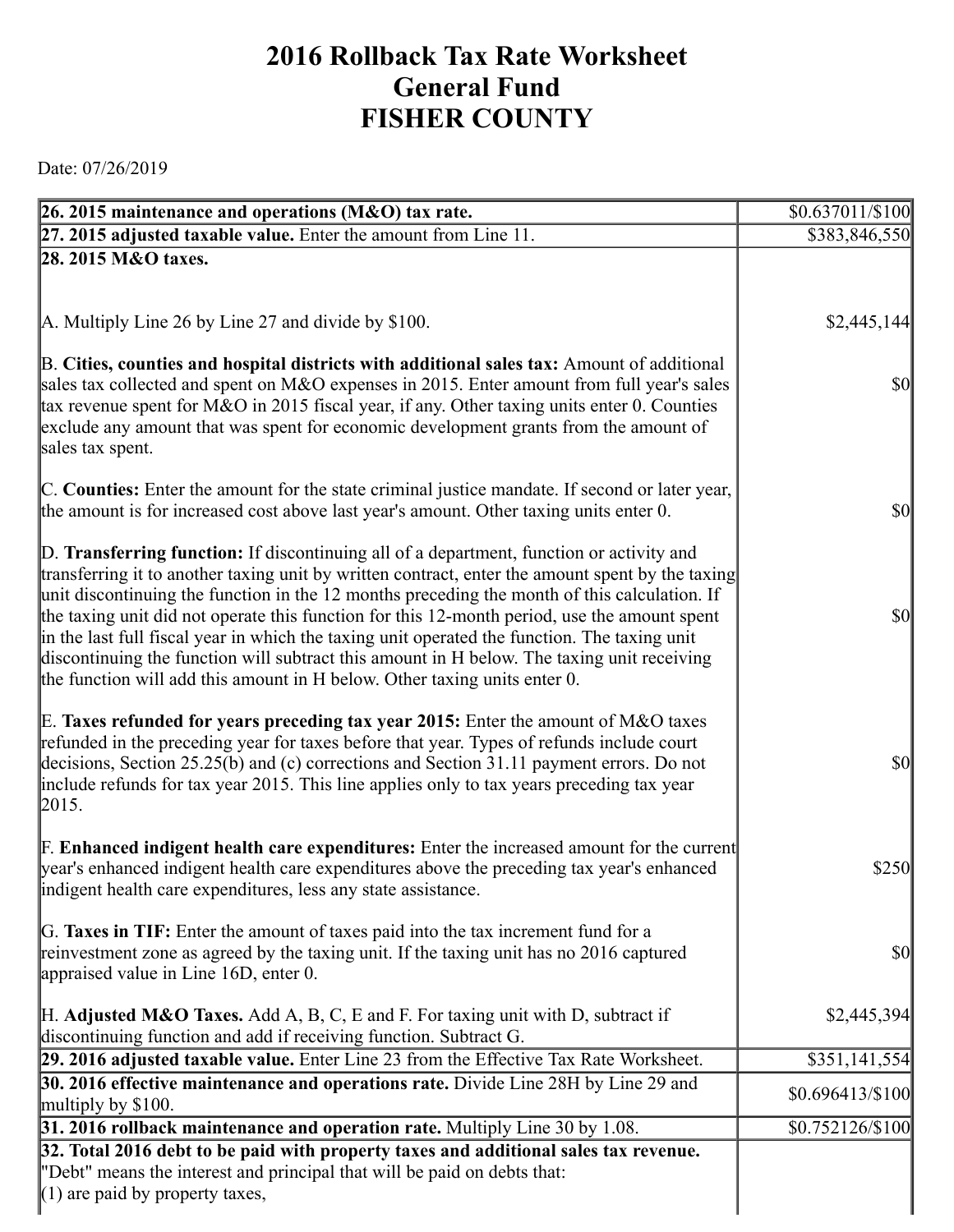# 2016 Rollback Tax Rate Worksheet
# General Fund
# FISHER COUNTY

Date: 07/26/2019

| | |
|---|---|
| **26. 2015 maintenance and operations (M&O) tax rate.** | $0.637011/$100 |
| **27. 2015 adjusted taxable value.** Enter the amount from Line 11. | $383,846,550 |
| **28. 2015 M&O taxes.** | |
| A. Multiply Line 26 by Line 27 and divide by $100. | $2,445,144 |
| B. **Cities, counties and hospital districts with additional sales tax:** Amount of additional sales tax collected and spent on M&O expenses in 2015. Enter amount from full year's sales tax revenue spent for M&O in 2015 fiscal year, if any. Other taxing units enter 0. Counties exclude any amount that was spent for economic development grants from the amount of sales tax spent. | $0 |
| C. **Counties:** Enter the amount for the state criminal justice mandate. If second or later year, the amount is for increased cost above last year's amount. Other taxing units enter 0. | $0 |
| D. **Transferring function:** If discontinuing all of a department, function or activity and transferring it to another taxing unit by written contract, enter the amount spent by the taxing unit discontinuing the function in the 12 months preceding the month of this calculation. If the taxing unit did not operate this function for this 12-month period, use the amount spent in the last full fiscal year in which the taxing unit operated the function. The taxing unit discontinuing the function will subtract this amount in H below. The taxing unit receiving the function will add this amount in H below. Other taxing units enter 0. | $0 |
| E. **Taxes refunded for years preceding tax year 2015:** Enter the amount of M&O taxes refunded in the preceding year for taxes before that year. Types of refunds include court decisions, Section 25.25(b) and (c) corrections and Section 31.11 payment errors. Do not include refunds for tax year 2015. This line applies only to tax years preceding tax year 2015. | $0 |
| F. **Enhanced indigent health care expenditures:** Enter the increased amount for the current year's enhanced indigent health care expenditures above the preceding tax year's enhanced indigent health care expenditures, less any state assistance. | $250 |
| G. **Taxes in TIF:** Enter the amount of taxes paid into the tax increment fund for a reinvestment zone as agreed by the taxing unit. If the taxing unit has no 2016 captured appraised value in Line 16D, enter 0. | $0 |
| H. **Adjusted M&O Taxes.** Add A, B, C, E and F. For taxing unit with D, subtract if discontinuing function and add if receiving function. Subtract G. | $2,445,394 |
| **29. 2016 adjusted taxable value.** Enter Line 23 from the Effective Tax Rate Worksheet. | $351,141,554 |
| **30. 2016 effective maintenance and operations rate.** Divide Line 28H by Line 29 and multiply by $100. | $0.696413/$100 |
| **31. 2016 rollback maintenance and operation rate.** Multiply Line 30 by 1.08. | $0.752126/$100 |
| **32. Total 2016 debt to be paid with property taxes and additional sales tax revenue.** "Debt" means the interest and principal that will be paid on debts that:<br>(1) are paid by property taxes, | |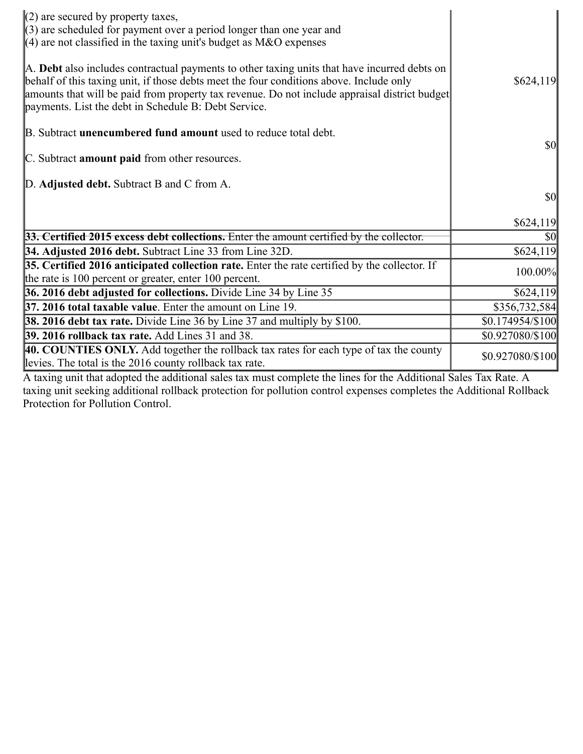| | |
|---|---|
| (2) are secured by property taxes,<br>(3) are scheduled for payment over a period longer than one year and<br>(4) are not classified in the taxing unit's budget as M&O expenses<br><br>A. **Debt** also includes contractual payments to other taxing units that have incurred debts on behalf of this taxing unit, if those debts meet the four conditions above. Include only amounts that will be paid from property tax revenue. Do not include appraisal district budget payments. List the debt in Schedule B: Debt Service.<br><br>B. Subtract **unencumbered fund amount** used to reduce total debt.<br><br>C. Subtract **amount paid** from other resources.<br><br>D. **Adjusted debt.** Subtract B and C from A. | $624,119<br><br>$0<br><br>$0<br><br>$624,119 |
| ~~**33. Certified 2015 excess debt collections.** Enter the amount certified by the collector.~~ | $0 |
| **34. Adjusted 2016 debt.** Subtract Line 33 from Line 32D. | $624,119 |
| **35. Certified 2016 anticipated collection rate.** Enter the rate certified by the collector. If the rate is 100 percent or greater, enter 100 percent. | 100.00% |
| **36. 2016 debt adjusted for collections.** Divide Line 34 by Line 35 | $624,119 |
| **37. 2016 total taxable value**. Enter the amount on Line 19. | $356,732,584 |
| **38. 2016 debt tax rate.** Divide Line 36 by Line 37 and multiply by $100. | $0.174954/$100 |
| **39. 2016 rollback tax rate.** Add Lines 31 and 38. | $0.927080/$100 |
| **40. COUNTIES ONLY.** Add together the rollback tax rates for each type of tax the county levies. The total is the 2016 county rollback tax rate. | $0.927080/$100 |

A taxing unit that adopted the additional sales tax must complete the lines for the Additional Sales Tax Rate. A taxing unit seeking additional rollback protection for pollution control expenses completes the Additional Rollback Protection for Pollution Control.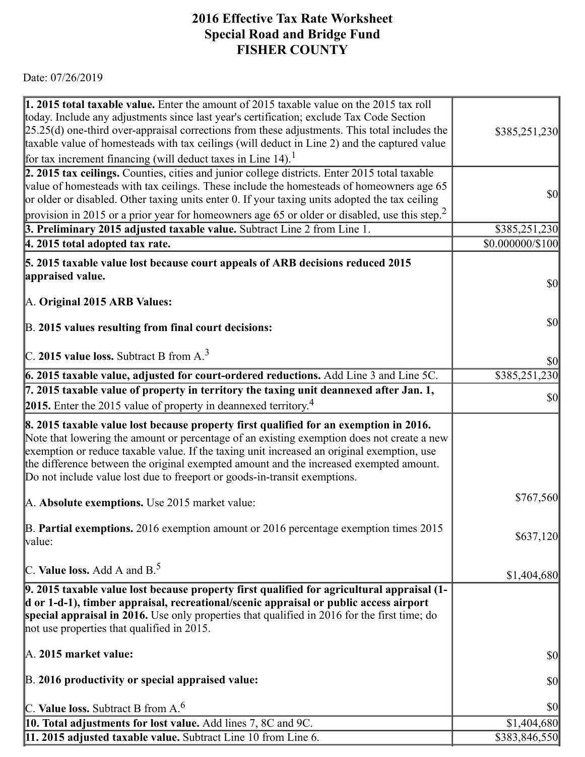# 2016 Effective Tax Rate Worksheet
## Special Road and Bridge Fund
## FISHER COUNTY

Date: 07/26/2019

| | |
|---|---|
| **1. 2015 total taxable value.** Enter the amount of 2015 taxable value on the 2015 tax roll today. Include any adjustments since last year's certification; exclude Tax Code Section 25.25(d) one-third over-appraisal corrections from these adjustments. This total includes the taxable value of homesteads with tax ceilings (will deduct in Line 2) and the captured value for tax increment financing (will deduct taxes in Line 14).[1] | $385,251,230 |
| **2. 2015 tax ceilings.** Counties, cities and junior college districts. Enter 2015 total taxable value of homesteads with tax ceilings. These include the homesteads of homeowners age 65 or older or disabled. Other taxing units enter 0. If your taxing units adopted the tax ceiling provision in 2015 or a prior year for homeowners age 65 or older or disabled, use this step.[2] | $0 |
| **3. Preliminary 2015 adjusted taxable value.** Subtract Line 2 from Line 1. | $385,251,230 |
| **4. 2015 total adopted tax rate.** | $0.000000/$100 |
| **5. 2015 taxable value lost because court appeals of ARB decisions reduced 2015 appraised value.**<br><br>A. **Original 2015 ARB Values:**<br><br>B. **2015 values resulting from final court decisions:**<br><br>C. **2015 value loss.** Subtract B from A.[3] | <br><br>$0<br><br>$0<br><br>$0 |
| **6. 2015 taxable value, adjusted for court-ordered reductions.** Add Line 3 and Line 5C. | $385,251,230 |
| **7. 2015 taxable value of property in territory the taxing unit deannexed after Jan. 1, 2015.** Enter the 2015 value of property in deannexed territory.[4] | $0 |
| **8. 2015 taxable value lost because property first qualified for an exemption in 2016.** Note that lowering the amount or percentage of an existing exemption does not create a new exemption or reduce taxable value. If the taxing unit increased an original exemption, use the difference between the original exempted amount and the increased exempted amount. Do not include value lost due to freeport or goods-in-transit exemptions.<br><br>A. **Absolute exemptions.** Use 2015 market value:<br><br>B. **Partial exemptions.** 2016 exemption amount or 2016 percentage exemption times 2015 value:<br><br>C. **Value loss.** Add A and B.[5] | <br><br><br><br><br>$767,560<br><br>$637,120<br><br>$1,404,680 |
| **9. 2015 taxable value lost because property first qualified for agricultural appraisal (1-d or 1-d-1), timber appraisal, recreational/scenic appraisal or public access airport special appraisal in 2016.** Use only properties that qualified in 2016 for the first time; do not use properties that qualified in 2015.<br><br>A. **2015 market value:**<br><br>B. **2016 productivity or special appraised value:**<br><br>C. **Value loss.** Subtract B from A.[6] | <br><br><br><br>$0<br><br>$0<br><br>$0 |
| **10. Total adjustments for lost value.** Add lines 7, 8C and 9C. | $1,404,680 |
| **11. 2015 adjusted taxable value.** Subtract Line 10 from Line 6. | $383,846,550 |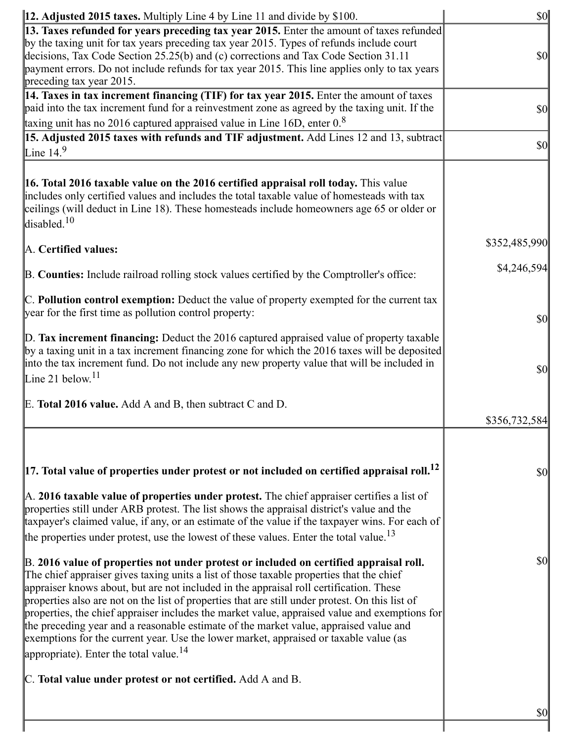| | |
|---|---|
| **12. Adjusted 2015 taxes.** Multiply Line 4 by Line 11 and divide by $100. | $0 |
| **13. Taxes refunded for years preceding tax year 2015.** Enter the amount of taxes refunded by the taxing unit for tax years preceding tax year 2015. Types of refunds include court decisions, Tax Code Section 25.25(b) and (c) corrections and Tax Code Section 31.11 payment errors. Do not include refunds for tax year 2015. This line applies only to tax years preceding tax year 2015. | $0 |
| **14. Taxes in tax increment financing (TIF) for tax year 2015.** Enter the amount of taxes paid into the tax increment fund for a reinvestment zone as agreed by the taxing unit. If the taxing unit has no 2016 captured appraised value in Line 16D, enter 0.[8] | $0 |
| **15. Adjusted 2015 taxes with refunds and TIF adjustment.** Add Lines 12 and 13, subtract Line 14.[9] | $0 |
| **16. Total 2016 taxable value on the 2016 certified appraisal roll today.** This value includes only certified values and includes the total taxable value of homesteads with tax ceilings (will deduct in Line 18). These homesteads include homeowners age 65 or older or disabled.[10]<br><br>A. **Certified values:**<br><br>B. **Counties:** Include railroad rolling stock values certified by the Comptroller's office:<br><br>C. **Pollution control exemption:** Deduct the value of property exempted for the current tax year for the first time as pollution control property:<br><br>D. **Tax increment financing:** Deduct the 2016 captured appraised value of property taxable by a taxing unit in a tax increment financing zone for which the 2016 taxes will be deposited into the tax increment fund. Do not include any new property value that will be included in Line 21 below.[11]<br><br>E. **Total 2016 value.** Add A and B, then subtract C and D. | <br><br>$352,485,990<br><br>$4,246,594<br><br>$0<br><br>$0<br><br>$356,732,584 |
| **17. Total value of properties under protest or not included on certified appraisal roll.**[12]<br><br>A. **2016 taxable value of properties under protest.** The chief appraiser certifies a list of properties still under ARB protest. The list shows the appraisal district's value and the taxpayer's claimed value, if any, or an estimate of the value if the taxpayer wins. For each of the properties under protest, use the lowest of these values. Enter the total value.[13]<br><br>B. **2016 value of properties not under protest or included on certified appraisal roll.** The chief appraiser gives taxing units a list of those taxable properties that the chief appraiser knows about, but are not included in the appraisal roll certification. These properties also are not on the list of properties that are still under protest. On this list of properties, the chief appraiser includes the market value, appraised value and exemptions for the preceding year and a reasonable estimate of the market value, appraised value and exemptions for the current year. Use the lower market, appraised or taxable value (as appropriate). Enter the total value.[14]<br><br>C. **Total value under protest or not certified.** Add A and B. | $0<br><br>$0<br><br>$0 |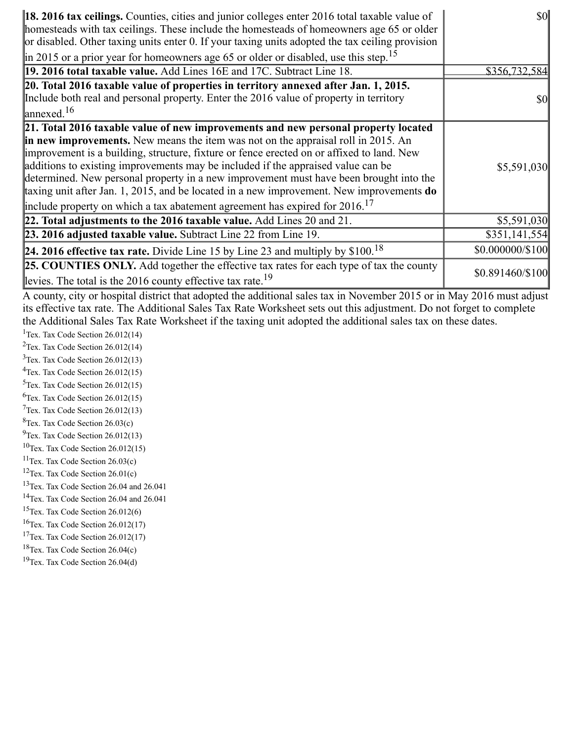| | |
|---|---|
| **18. 2016 tax ceilings.** Counties, cities and junior colleges enter 2016 total taxable value of homesteads with tax ceilings. These include the homesteads of homeowners age 65 or older or disabled. Other taxing units enter 0. If your taxing units adopted the tax ceiling provision in 2015 or a prior year for homeowners age 65 or older or disabled, use this step.[15] | $0 |
| **19. 2016 total taxable value.** Add Lines 16E and 17C. Subtract Line 18. | $356,732,584 |
| **20. Total 2016 taxable value of properties in territory annexed after Jan. 1, 2015.** Include both real and personal property. Enter the 2016 value of property in territory annexed.[16] | $0 |
| **21. Total 2016 taxable value of new improvements and new personal property located in new improvements.** New means the item was not on the appraisal roll in 2015. An improvement is a building, structure, fixture or fence erected on or affixed to land. New additions to existing improvements may be included if the appraised value can be determined. New personal property in a new improvement must have been brought into the taxing unit after Jan. 1, 2015, and be located in a new improvement. New improvements **do** include property on which a tax abatement agreement has expired for 2016.[17] | $5,591,030 |
| **22. Total adjustments to the 2016 taxable value.** Add Lines 20 and 21. | $5,591,030 |
| **23. 2016 adjusted taxable value.** Subtract Line 22 from Line 19. | $351,141,554 |
| **24. 2016 effective tax rate.** Divide Line 15 by Line 23 and multiply by $100.[18] | $0.000000/$100 |
| **25. COUNTIES ONLY.** Add together the effective tax rates for each type of tax the county levies. The total is the 2016 county effective tax rate.[19] | $0.891460/$100 |

A county, city or hospital district that adopted the additional sales tax in November 2015 or in May 2016 must adjust its effective tax rate. The Additional Sales Tax Rate Worksheet sets out this adjustment. Do not forget to complete the Additional Sales Tax Rate Worksheet if the taxing unit adopted the additional sales tax on these dates.

[1]Tex. Tax Code Section 26.012(14)
[2]Tex. Tax Code Section 26.012(14)
[3]Tex. Tax Code Section 26.012(13)
[4]Tex. Tax Code Section 26.012(15)
[5]Tex. Tax Code Section 26.012(15)
[6]Tex. Tax Code Section 26.012(15)
[7]Tex. Tax Code Section 26.012(13)
[8]Tex. Tax Code Section 26.03(c)
[9]Tex. Tax Code Section 26.012(13)
[10]Tex. Tax Code Section 26.012(15)
[11]Tex. Tax Code Section 26.03(c)
[12]Tex. Tax Code Section 26.01(c)
[13]Tex. Tax Code Section 26.04 and 26.041
[14]Tex. Tax Code Section 26.04 and 26.041
[15]Tex. Tax Code Section 26.012(6)
[16]Tex. Tax Code Section 26.012(17)
[17]Tex. Tax Code Section 26.012(17)
[18]Tex. Tax Code Section 26.04(c)
[19]Tex. Tax Code Section 26.04(d)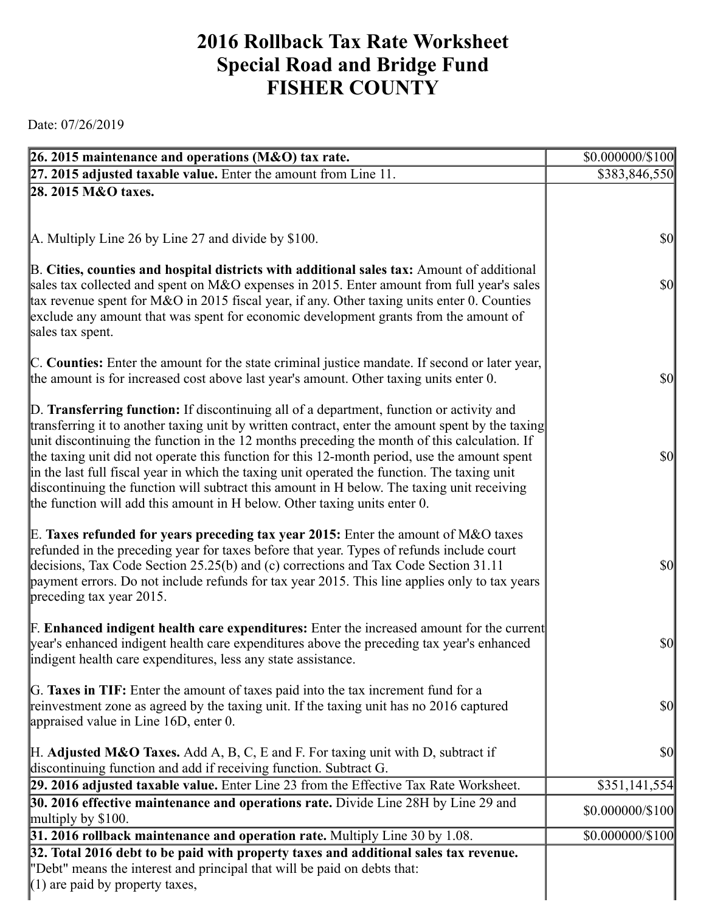# 2016 Rollback Tax Rate Worksheet
# Special Road and Bridge Fund
# FISHER COUNTY

Date: 07/26/2019

| | |
|---|---|
| **26. 2015 maintenance and operations (M&O) tax rate.** | $0.000000/$100 |
| **27. 2015 adjusted taxable value.** Enter the amount from Line 11. | $383,846,550 |
| **28. 2015 M&O taxes.** | |
| A. Multiply Line 26 by Line 27 and divide by $100. | $0 |
| B. **Cities, counties and hospital districts with additional sales tax:** Amount of additional sales tax collected and spent on M&O expenses in 2015. Enter amount from full year's sales tax revenue spent for M&O in 2015 fiscal year, if any. Other taxing units enter 0. Counties exclude any amount that was spent for economic development grants from the amount of sales tax spent. | $0 |
| C. **Counties:** Enter the amount for the state criminal justice mandate. If second or later year, the amount is for increased cost above last year's amount. Other taxing units enter 0. | $0 |
| D. **Transferring function:** If discontinuing all of a department, function or activity and transferring it to another taxing unit by written contract, enter the amount spent by the taxing unit discontinuing the function in the 12 months preceding the month of this calculation. If the taxing unit did not operate this function for this 12-month period, use the amount spent in the last full fiscal year in which the taxing unit operated the function. The taxing unit discontinuing the function will subtract this amount in H below. The taxing unit receiving the function will add this amount in H below. Other taxing units enter 0. | $0 |
| E. **Taxes refunded for years preceding tax year 2015:** Enter the amount of M&O taxes refunded in the preceding year for taxes before that year. Types of refunds include court decisions, Tax Code Section 25.25(b) and (c) corrections and Tax Code Section 31.11 payment errors. Do not include refunds for tax year 2015. This line applies only to tax years preceding tax year 2015. | $0 |
| F. **Enhanced indigent health care expenditures:** Enter the increased amount for the current year's enhanced indigent health care expenditures above the preceding tax year's enhanced indigent health care expenditures, less any state assistance. | $0 |
| G. **Taxes in TIF:** Enter the amount of taxes paid into the tax increment fund for a reinvestment zone as agreed by the taxing unit. If the taxing unit has no 2016 captured appraised value in Line 16D, enter 0. | $0 |
| H. **Adjusted M&O Taxes.** Add A, B, C, E and F. For taxing unit with D, subtract if discontinuing function and add if receiving function. Subtract G. | $0 |
| **29. 2016 adjusted taxable value.** Enter Line 23 from the Effective Tax Rate Worksheet. | $351,141,554 |
| **30. 2016 effective maintenance and operations rate.** Divide Line 28H by Line 29 and multiply by $100. | $0.000000/$100 |
| **31. 2016 rollback maintenance and operation rate.** Multiply Line 30 by 1.08. | $0.000000/$100 |
| **32. Total 2016 debt to be paid with property taxes and additional sales tax revenue.** "Debt" means the interest and principal that will be paid on debts that:<br>(1) are paid by property taxes, | |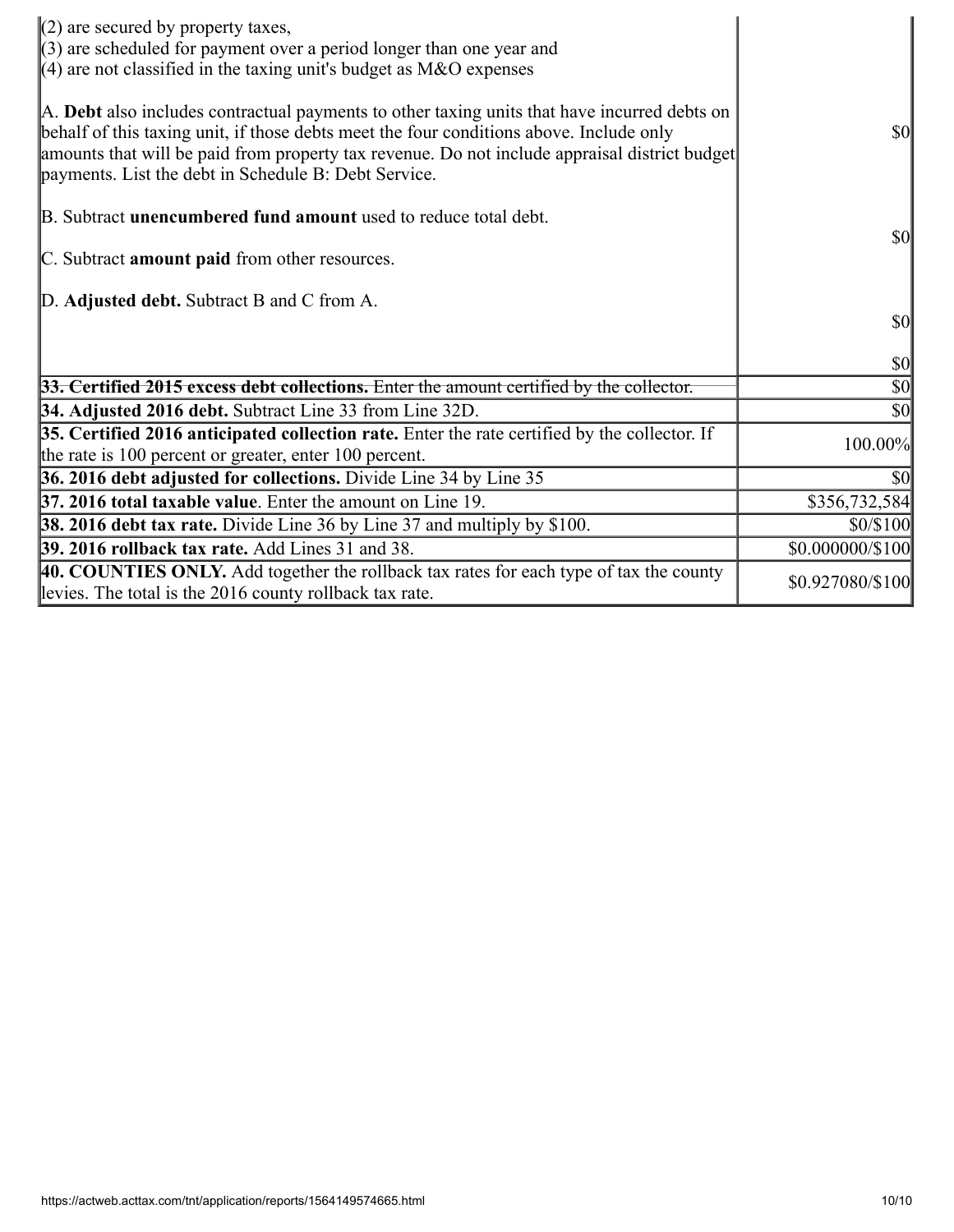| | |
|---|---|
| (2) are secured by property taxes,<br>(3) are scheduled for payment over a period longer than one year and<br>(4) are not classified in the taxing unit's budget as M&O expenses<br><br>A. **Debt** also includes contractual payments to other taxing units that have incurred debts on behalf of this taxing unit, if those debts meet the four conditions above. Include only amounts that will be paid from property tax revenue. Do not include appraisal district budget payments. List the debt in Schedule B: Debt Service.<br><br>B. Subtract **unencumbered fund amount** used to reduce total debt.<br><br>C. Subtract **amount paid** from other resources.<br><br>D. **Adjusted debt.** Subtract B and C from A. | $0<br><br>$0<br><br>$0<br><br>$0 |
| ~~**33. Certified 2015 excess debt collections.** Enter the amount certified by the collector.~~ | $0 |
| **34. Adjusted 2016 debt.** Subtract Line 33 from Line 32D. | $0 |
| **35. Certified 2016 anticipated collection rate.** Enter the rate certified by the collector. If the rate is 100 percent or greater, enter 100 percent. | 100.00% |
| **36. 2016 debt adjusted for collections.** Divide Line 34 by Line 35 | $0 |
| **37. 2016 total taxable value**. Enter the amount on Line 19. | $356,732,584 |
| **38. 2016 debt tax rate.** Divide Line 36 by Line 37 and multiply by $100. | $0/$100 |
| **39. 2016 rollback tax rate.** Add Lines 31 and 38. | $0.000000/$100 |
| **40. COUNTIES ONLY.** Add together the rollback tax rates for each type of tax the county levies. The total is the 2016 county rollback tax rate. | $0.927080/$100 |